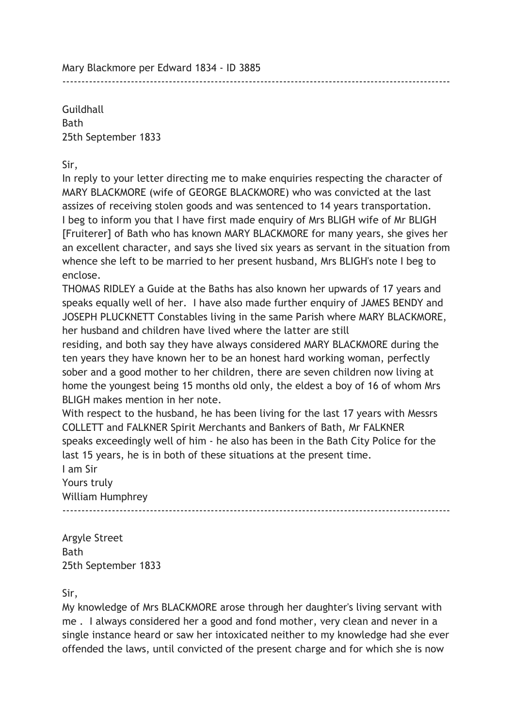Mary Blackmore per Edward 1834 - ID 3885

---

Guildhall
Bath
25th September 1833

Sir,

In reply to your letter directing me to make enquiries respecting the character of MARY BLACKMORE (wife of GEORGE BLACKMORE) who was convicted at the last assizes of receiving stolen goods and was sentenced to 14 years transportation. I beg to inform you that I have first made enquiry of Mrs BLIGH wife of Mr BLIGH [Fruiterer] of Bath who has known MARY BLACKMORE for many years, she gives her an excellent character, and says she lived six years as servant in the situation from whence she left to be married to her present husband, Mrs BLIGH's note I beg to enclose.

THOMAS RIDLEY a Guide at the Baths has also known her upwards of 17 years and speaks equally well of her. I have also made further enquiry of JAMES BENDY and JOSEPH PLUCKNETT Constables living in the same Parish where MARY BLACKMORE, her husband and children have lived where the latter are still residing, and both say they have always considered MARY BLACKMORE during the ten years they have known her to be an honest hard working woman, perfectly sober and a good mother to her children, there are seven children now living at home the youngest being 15 months old only, the eldest a boy of 16 of whom Mrs BLIGH makes mention in her note.

With respect to the husband, he has been living for the last 17 years with Messrs COLLETT and FALKNER Spirit Merchants and Bankers of Bath, Mr FALKNER speaks exceedingly well of him - he also has been in the Bath City Police for the last 15 years, he is in both of these situations at the present time.

I am Sir
Yours truly
William Humphrey

---

Argyle Street
Bath
25th September 1833

Sir,

My knowledge of Mrs BLACKMORE arose through her daughter's living servant with me . I always considered her a good and fond mother, very clean and never in a single instance heard or saw her intoxicated neither to my knowledge had she ever offended the laws, until convicted of the present charge and for which she is now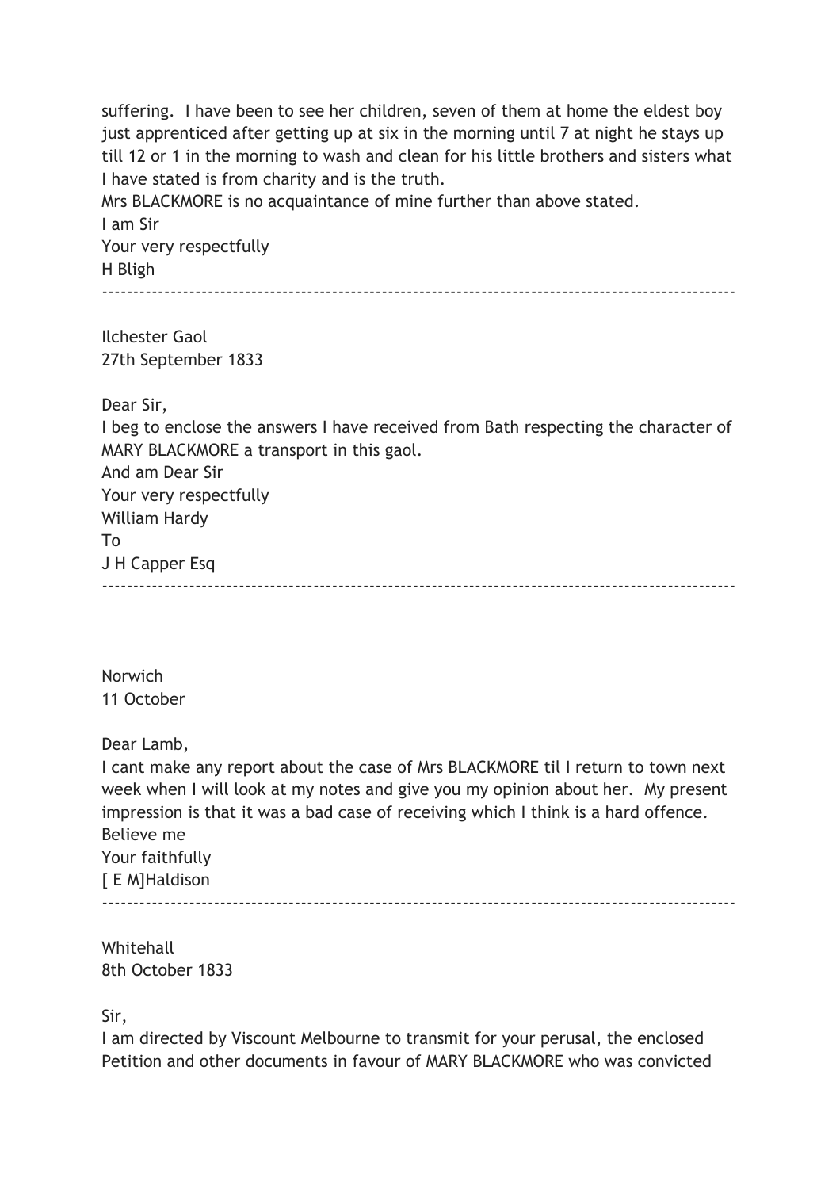suffering. I have been to see her children, seven of them at home the eldest boy just apprenticed after getting up at six in the morning until 7 at night he stays up till 12 or 1 in the morning to wash and clean for his little brothers and sisters what I have stated is from charity and is the truth.
Mrs BLACKMORE is no acquaintance of mine further than above stated.
I am Sir
Your very respectfully
H Bligh

---

Ilchester Gaol
27th September 1833

Dear Sir,
I beg to enclose the answers I have received from Bath respecting the character of MARY BLACKMORE a transport in this gaol.
And am Dear Sir
Your very respectfully
William Hardy
To
J H Capper Esq

---

Norwich
11 October

Dear Lamb,
I cant make any report about the case of Mrs BLACKMORE til I return to town next week when I will look at my notes and give you my opinion about her. My present impression is that it was a bad case of receiving which I think is a hard offence.
Believe me
Your faithfully
[ E M]Haldison

---

Whitehall
8th October 1833

Sir,
I am directed by Viscount Melbourne to transmit for your perusal, the enclosed Petition and other documents in favour of MARY BLACKMORE who was convicted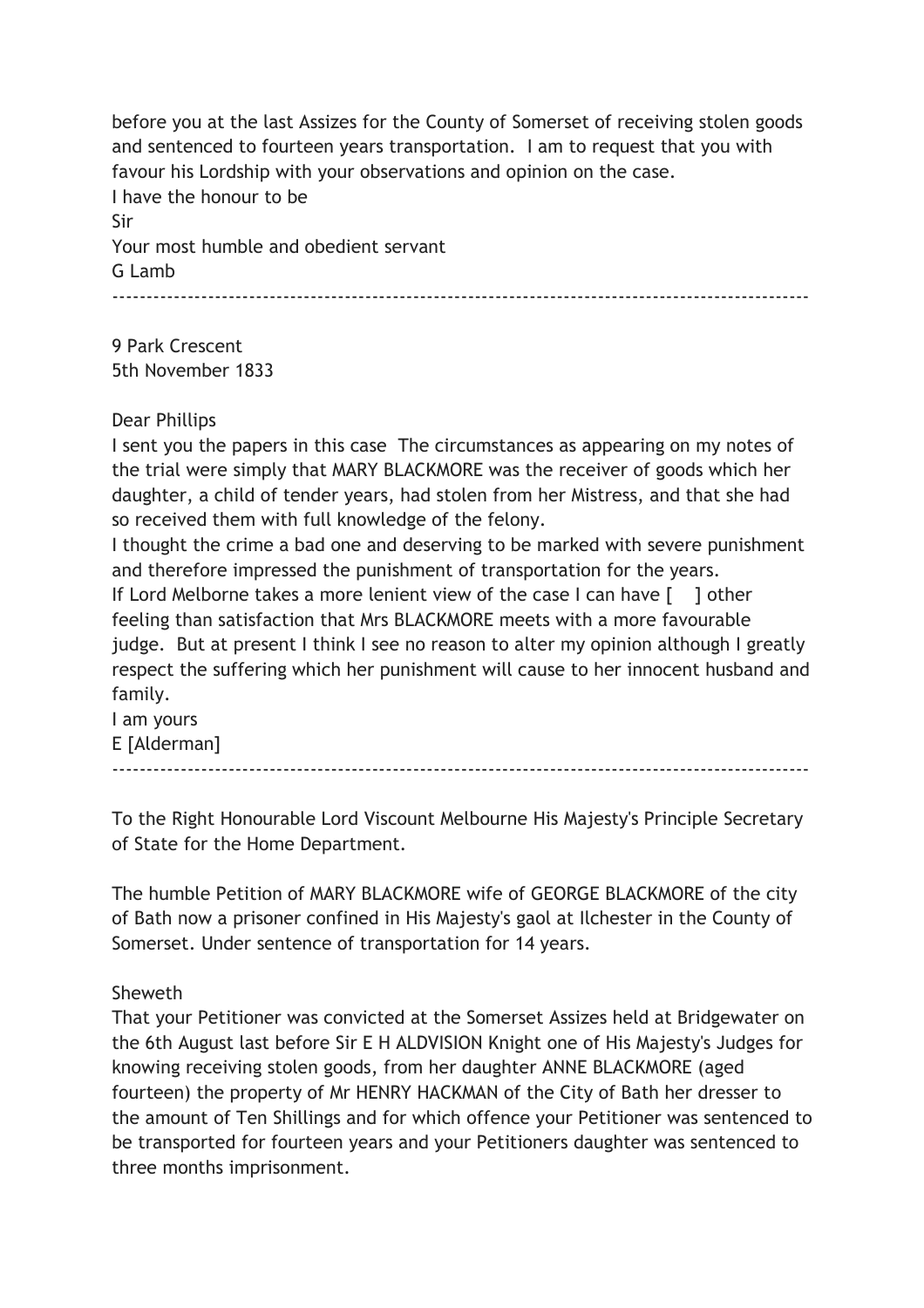before you at the last Assizes for the County of Somerset of receiving stolen goods and sentenced to fourteen years transportation. I am to request that you with favour his Lordship with your observations and opinion on the case.

I have the honour to be
Sir
Your most humble and obedient servant
G Lamb

---

9 Park Crescent
5th November 1833

Dear Phillips

I sent you the papers in this case The circumstances as appearing on my notes of the trial were simply that MARY BLACKMORE was the receiver of goods which her daughter, a child of tender years, had stolen from her Mistress, and that she had so received them with full knowledge of the felony.

I thought the crime a bad one and deserving to be marked with severe punishment and therefore impressed the punishment of transportation for the years.

If Lord Melborne takes a more lenient view of the case I can have [ ] other feeling than satisfaction that Mrs BLACKMORE meets with a more favourable judge. But at present I think I see no reason to alter my opinion although I greatly respect the suffering which her punishment will cause to her innocent husband and family.

I am yours
E [Alderman]

---

To the Right Honourable Lord Viscount Melbourne His Majesty's Principle Secretary of State for the Home Department.

The humble Petition of MARY BLACKMORE wife of GEORGE BLACKMORE of the city of Bath now a prisoner confined in His Majesty's gaol at Ilchester in the County of Somerset. Under sentence of transportation for 14 years.

Sheweth

That your Petitioner was convicted at the Somerset Assizes held at Bridgewater on the 6th August last before Sir E H ALDVISION Knight one of His Majesty's Judges for knowing receiving stolen goods, from her daughter ANNE BLACKMORE (aged fourteen) the property of Mr HENRY HACKMAN of the City of Bath her dresser to the amount of Ten Shillings and for which offence your Petitioner was sentenced to be transported for fourteen years and your Petitioners daughter was sentenced to three months imprisonment.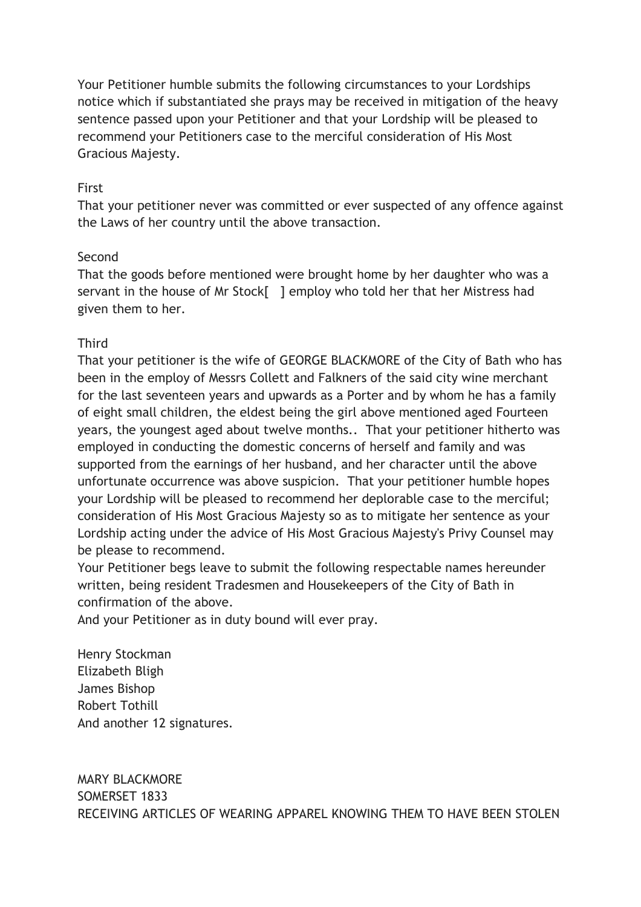Your Petitioner humble submits the following circumstances to your Lordships notice which if substantiated she prays may be received in mitigation of the heavy sentence passed upon your Petitioner and that your Lordship will be pleased to recommend your Petitioners case to the merciful consideration of His Most Gracious Majesty.

First
That your petitioner never was committed or ever suspected of any offence against the Laws of her country until the above transaction.

Second
That the goods before mentioned were brought home by her daughter who was a servant in the house of Mr Stock[ ] employ who told her that her Mistress had given them to her.

Third
That your petitioner is the wife of GEORGE BLACKMORE of the City of Bath who has been in the employ of Messrs Collett and Falkners of the said city wine merchant for the last seventeen years and upwards as a Porter and by whom he has a family of eight small children, the eldest being the girl above mentioned aged Fourteen years, the youngest aged about twelve months.. That your petitioner hitherto was employed in conducting the domestic concerns of herself and family and was supported from the earnings of her husband, and her character until the above unfortunate occurrence was above suspicion. That your petitioner humble hopes your Lordship will be pleased to recommend her deplorable case to the merciful; consideration of His Most Gracious Majesty so as to mitigate her sentence as your Lordship acting under the advice of His Most Gracious Majesty's Privy Counsel may be please to recommend.
Your Petitioner begs leave to submit the following respectable names hereunder written, being resident Tradesmen and Housekeepers of the City of Bath in confirmation of the above.
And your Petitioner as in duty bound will ever pray.

Henry Stockman
Elizabeth Bligh
James Bishop
Robert Tothill
And another 12 signatures.

MARY BLACKMORE
SOMERSET 1833
RECEIVING ARTICLES OF WEARING APPAREL KNOWING THEM TO HAVE BEEN STOLEN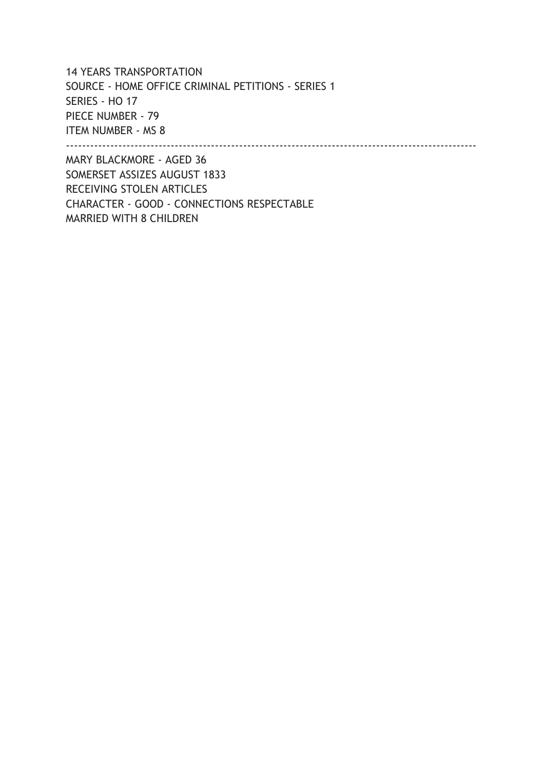14 YEARS TRANSPORTATION
SOURCE - HOME OFFICE CRIMINAL PETITIONS - SERIES 1
SERIES - HO 17
PIECE NUMBER - 79
ITEM NUMBER - MS 8

---

MARY BLACKMORE - AGED 36
SOMERSET ASSIZES AUGUST 1833
RECEIVING STOLEN ARTICLES
CHARACTER - GOOD - CONNECTIONS RESPECTABLE
MARRIED WITH 8 CHILDREN